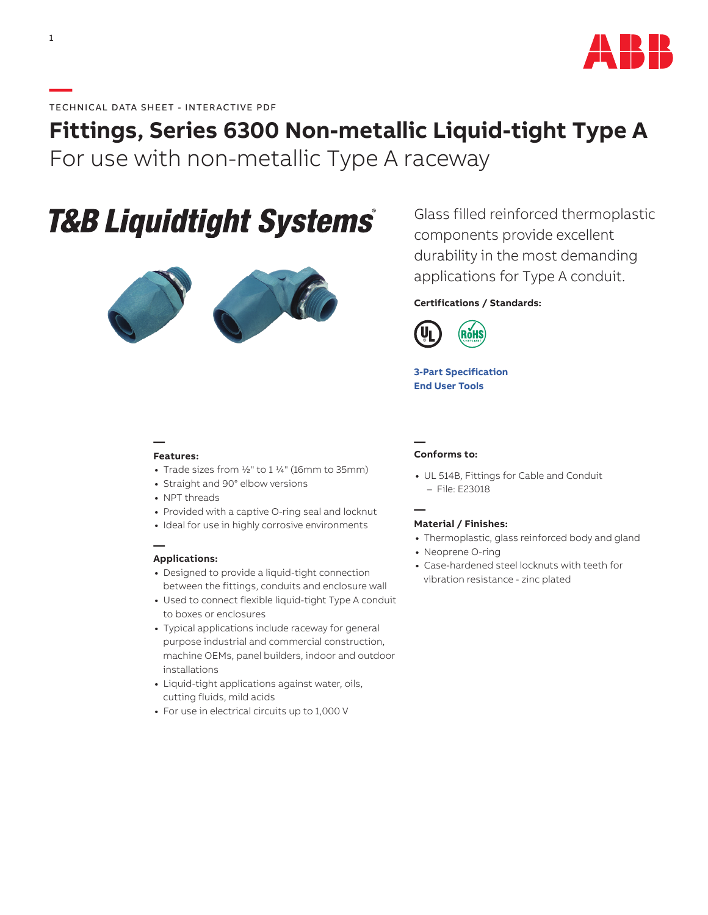TECHNICAL DATA SHEET - INTERACTIVE PDF

# Fittings, Series 6300 Non-metallic Liquid-tight Type A

## For use with non-metallic Type A raceway

T&B Liquidtight Systems®

Glass filled reinforced thermoplastic components provide excellent durability in the most demanding applications for Type A conduit.

**Certifications / Standards:**

**3-Part Specification**
**End User Tools**

### Features:

- Trade sizes from ½" to 1 ¼" (16mm to 35mm)
- Straight and 90° elbow versions
- NPT threads
- Provided with a captive O-ring seal and locknut
- Ideal for use in highly corrosive environments

### Applications:

- Designed to provide a liquid-tight connection between the fittings, conduits and enclosure wall
- Used to connect flexible liquid-tight Type A conduit to boxes or enclosures
- Typical applications include raceway for general purpose industrial and commercial construction, machine OEMs, panel builders, indoor and outdoor installations
- Liquid-tight applications against water, oils, cutting fluids, mild acids
- For use in electrical circuits up to 1,000 V

### Conforms to:

- UL 514B, Fittings for Cable and Conduit
  - File: E23018

### Material / Finishes:

- Thermoplastic, glass reinforced body and gland
- Neoprene O-ring
- Case-hardened steel locknuts with teeth for vibration resistance - zinc plated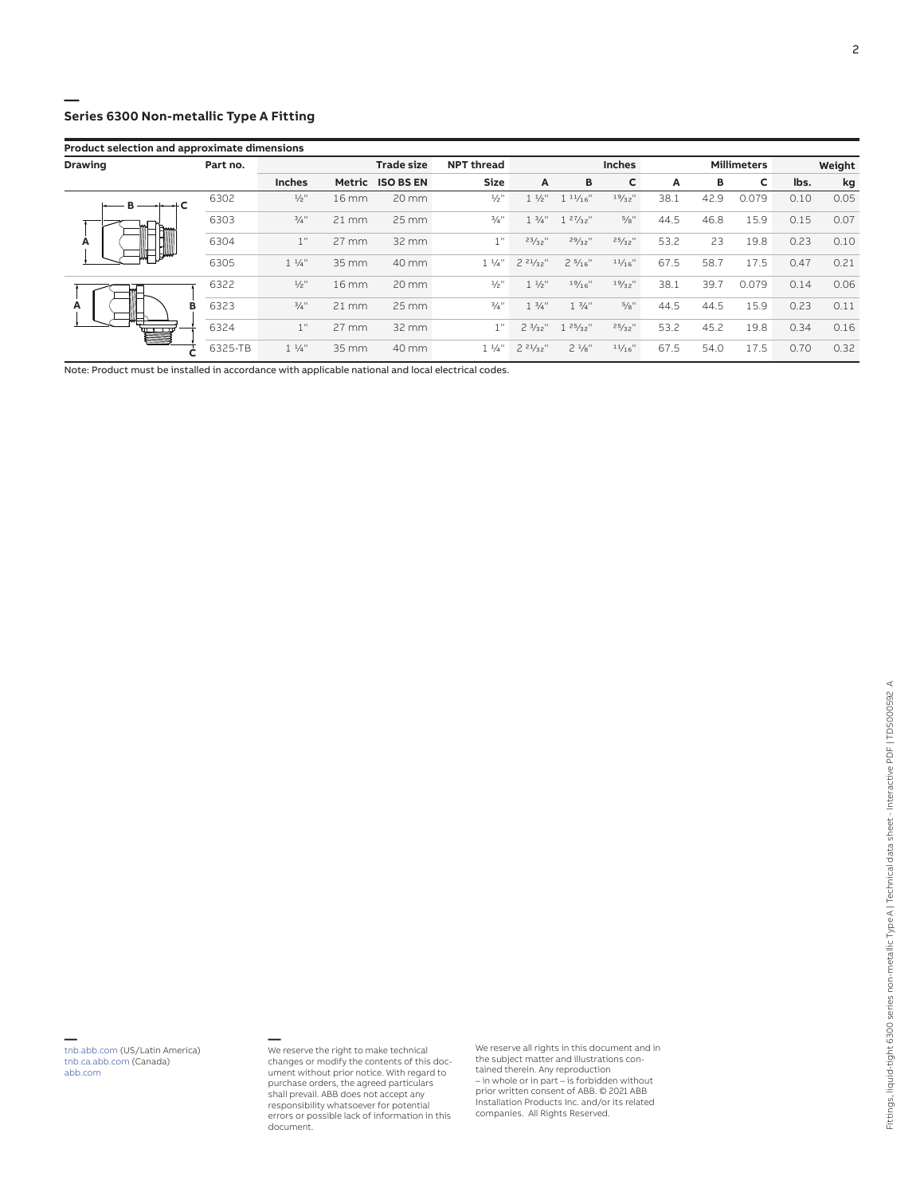## Series 6300 Non-metallic Type A Fitting

**Product selection and approximate dimensions**

| Drawing | Part no. | Trade size | | | NPT thread | Inches | | | Millimeters | | | Weight | |
|---|---|---|---|---|---|---|---|---|---|---|---|---|---|
| | | Inches | Metric | ISO BS EN | Size | A | B | C | A | B | C | lbs. | kg |
| | 6302 | ½" | 16 mm | 20 mm | ½" | 1 ½" | 1 11/16" | 19/32" | 38.1 | 42.9 | 0.079 | 0.10 | 0.05 |
| | 6303 | ¾" | 21 mm | 25 mm | ¾" | 1 ¾" | 1 27/32" | ⅝" | 44.5 | 46.8 | 15.9 | 0.15 | 0.07 |
| | 6304 | 1" | 27 mm | 32 mm | 1" | 23/32" | 29/32" | 25/32" | 53.2 | 23 | 19.8 | 0.23 | 0.10 |
| | 6305 | 1 ¼" | 35 mm | 40 mm | 1 ¼" | 2 21/32" | 2 5/16" | 11/16" | 67.5 | 58.7 | 17.5 | 0.47 | 0.21 |
| | 6322 | ½" | 16 mm | 20 mm | ½" | 1 ½" | 19/16" | 19/32" | 38.1 | 39.7 | 0.079 | 0.14 | 0.06 |
| | 6323 | ¾" | 21 mm | 25 mm | ¾" | 1 ¾" | 1 ¾" | ⅝" | 44.5 | 44.5 | 15.9 | 0.23 | 0.11 |
| | 6324 | 1" | 27 mm | 32 mm | 1" | 2 3/32" | 1 25/32" | 25/32" | 53.2 | 45.2 | 19.8 | 0.34 | 0.16 |
| | 6325-TB | 1 ¼" | 35 mm | 40 mm | 1 ¼" | 2 21/32" | 2 ⅛" | 11/16" | 67.5 | 54.0 | 17.5 | 0.70 | 0.32 |

Note: Product must be installed in accordance with applicable national and local electrical codes.

tnb.abb.com (US/Latin America)
tnb.ca.abb.com (Canada)
abb.com

We reserve the right to make technical changes or modify the contents of this document without prior notice. With regard to purchase orders, the agreed particulars shall prevail. ABB does not accept any responsibility whatsoever for potential errors or possible lack of information in this document.

We reserve all rights in this document and in the subject matter and illustrations contained therein. Any reproduction – in whole or in part – is forbidden without prior written consent of ABB. © 2021 ABB Installation Products Inc. and/or its related companies. All Rights Reserved.

Fittings, liquid-tight 6300 series non-metallic Type A | Technical data sheet - Interactive PDF | TDS000592 A